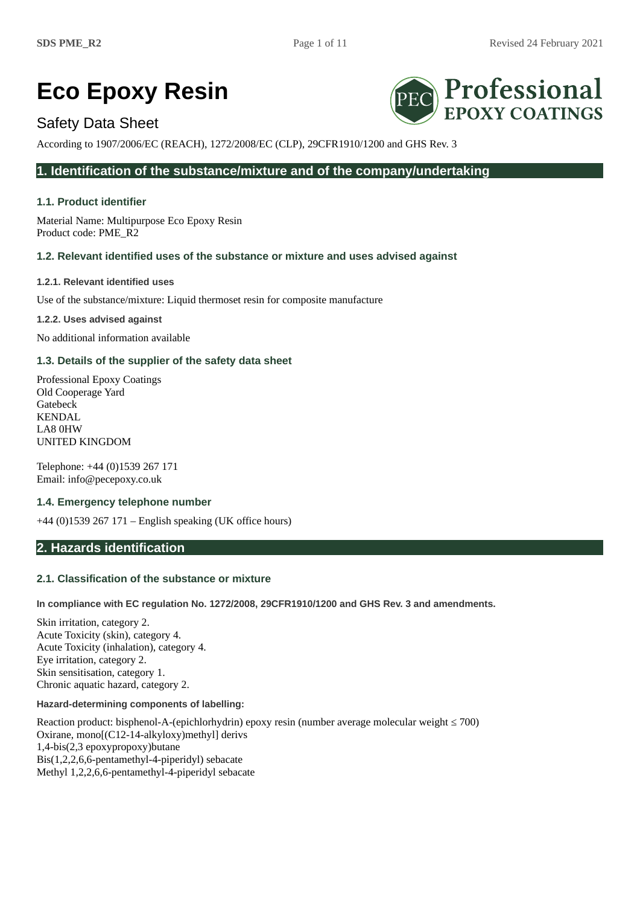# Eco Epoxy Resin

Safety Data Sheet

According to 1907/2006/EC (REACH), 1272/2008/EC (CLP), 29CFR1910/1200 and GHS Rev. 3

## 1. Identification of the substance/mixture and of the company/undertaking

### 1.1. Product identifier

Material Name: Multipurpose Eco Epoxy Resin
Product code: PME_R2

### 1.2. Relevant identified uses of the substance or mixture and uses advised against

#### 1.2.1. Relevant identified uses

Use of the substance/mixture: Liquid thermoset resin for composite manufacture

#### 1.2.2. Uses advised against

No additional information available

### 1.3. Details of the supplier of the safety data sheet

Professional Epoxy Coatings
Old Cooperage Yard
Gatebeck
KENDAL
LA8 0HW
UNITED KINGDOM

Telephone: +44 (0)1539 267 171
Email: info@pecepoxy.co.uk

### 1.4. Emergency telephone number

+44 (0)1539 267 171 – English speaking (UK office hours)

## 2. Hazards identification

### 2.1. Classification of the substance or mixture

#### In compliance with EC regulation No. 1272/2008, 29CFR1910/1200 and GHS Rev. 3 and amendments.

Skin irritation, category 2.
Acute Toxicity (skin), category 4.
Acute Toxicity (inhalation), category 4.
Eye irritation, category 2.
Skin sensitisation, category 1.
Chronic aquatic hazard, category 2.

#### Hazard-determining components of labelling:

Reaction product: bisphenol-A-(epichlorhydrin) epoxy resin (number average molecular weight ≤ 700)
Oxirane, mono[(C12-14-alkyloxy)methyl] derivs
1,4-bis(2,3 epoxypropoxy)butane
Bis(1,2,2,6,6-pentamethyl-4-piperidyl) sebacate
Methyl 1,2,2,6,6-pentamethyl-4-piperidyl sebacate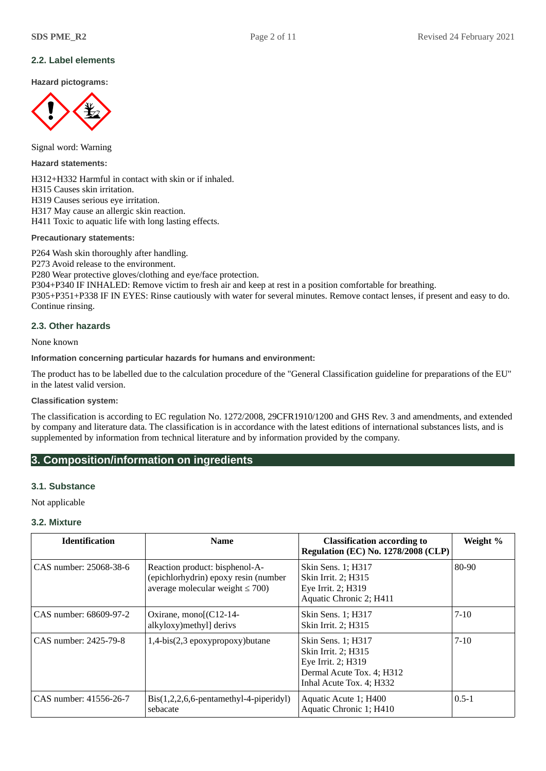### 2.2. Label elements

**Hazard pictograms:**

Signal word: Warning

**Hazard statements:**

H312+H332 Harmful in contact with skin or if inhaled.
H315 Causes skin irritation.
H319 Causes serious eye irritation.
H317 May cause an allergic skin reaction.
H411 Toxic to aquatic life with long lasting effects.

**Precautionary statements:**

P264 Wash skin thoroughly after handling.
P273 Avoid release to the environment.
P280 Wear protective gloves/clothing and eye/face protection.
P304+P340 IF INHALED: Remove victim to fresh air and keep at rest in a position comfortable for breathing.
P305+P351+P338 IF IN EYES: Rinse cautiously with water for several minutes. Remove contact lenses, if present and easy to do. Continue rinsing.

### 2.3. Other hazards

None known

**Information concerning particular hazards for humans and environment:**

The product has to be labelled due to the calculation procedure of the "General Classification guideline for preparations of the EU" in the latest valid version.

**Classification system:**

The classification is according to EC regulation No. 1272/2008, 29CFR1910/1200 and GHS Rev. 3 and amendments, and extended by company and literature data. The classification is in accordance with the latest editions of international substances lists, and is supplemented by information from technical literature and by information provided by the company.

## 3. Composition/information on ingredients

### 3.1. Substance

Not applicable

### 3.2. Mixture

| Identification | Name | Classification according to Regulation (EC) No. 1278/2008 (CLP) | Weight % |
|---|---|---|---|
| CAS number: 25068-38-6 | Reaction product: bisphenol-A-(epichlorhydrin) epoxy resin (number average molecular weight ≤ 700) | Skin Sens. 1; H317<br>Skin Irrit. 2; H315<br>Eye Irrit. 2; H319<br>Aquatic Chronic 2; H411 | 80-90 |
| CAS number: 68609-97-2 | Oxirane, mono[(C12-14-alkyloxy)methyl] derivs | Skin Sens. 1; H317<br>Skin Irrit. 2; H315 | 7-10 |
| CAS number: 2425-79-8 | 1,4-bis(2,3 epoxypropoxy)butane | Skin Sens. 1; H317<br>Skin Irrit. 2; H315<br>Eye Irrit. 2; H319<br>Dermal Acute Tox. 4; H312<br>Inhal Acute Tox. 4; H332 | 7-10 |
| CAS number: 41556-26-7 | Bis(1,2,2,6,6-pentamethyl-4-piperidyl) sebacate | Aquatic Acute 1; H400<br>Aquatic Chronic 1; H410 | 0.5-1 |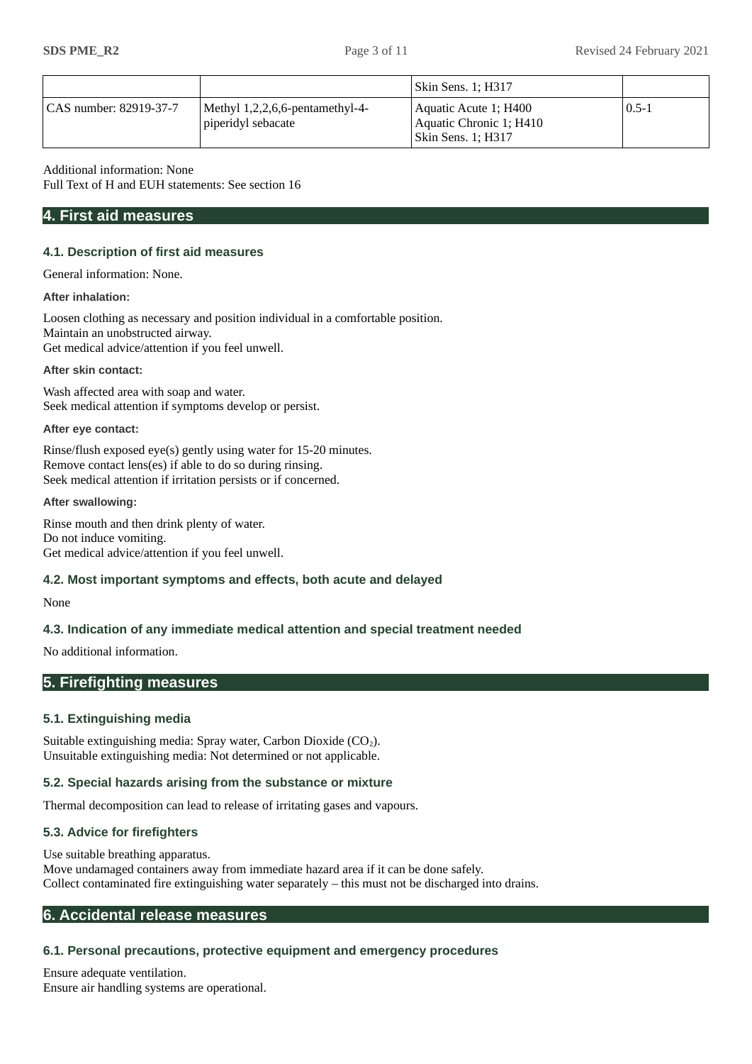| | | | |
|---|---|---|---|
| | | Skin Sens. 1; H317 | |
| CAS number: 82919-37-7 | Methyl 1,2,2,6,6-pentamethyl-4-piperidyl sebacate | Aquatic Acute 1; H400<br>Aquatic Chronic 1; H410<br>Skin Sens. 1; H317 | 0.5-1 |

Additional information: None
Full Text of H and EUH statements: See section 16

## 4. First aid measures

### 4.1. Description of first aid measures

General information: None.

**After inhalation:**

Loosen clothing as necessary and position individual in a comfortable position.
Maintain an unobstructed airway.
Get medical advice/attention if you feel unwell.

**After skin contact:**

Wash affected area with soap and water.
Seek medical attention if symptoms develop or persist.

**After eye contact:**

Rinse/flush exposed eye(s) gently using water for 15-20 minutes.
Remove contact lens(es) if able to do so during rinsing.
Seek medical attention if irritation persists or if concerned.

**After swallowing:**

Rinse mouth and then drink plenty of water.
Do not induce vomiting.
Get medical advice/attention if you feel unwell.

### 4.2. Most important symptoms and effects, both acute and delayed

None

### 4.3. Indication of any immediate medical attention and special treatment needed

No additional information.

## 5. Firefighting measures

### 5.1. Extinguishing media

Suitable extinguishing media: Spray water, Carbon Dioxide ($CO_2$).
Unsuitable extinguishing media: Not determined or not applicable.

### 5.2. Special hazards arising from the substance or mixture

Thermal decomposition can lead to release of irritating gases and vapours.

### 5.3. Advice for firefighters

Use suitable breathing apparatus.
Move undamaged containers away from immediate hazard area if it can be done safely.
Collect contaminated fire extinguishing water separately – this must not be discharged into drains.

## 6. Accidental release measures

### 6.1. Personal precautions, protective equipment and emergency procedures

Ensure adequate ventilation.
Ensure air handling systems are operational.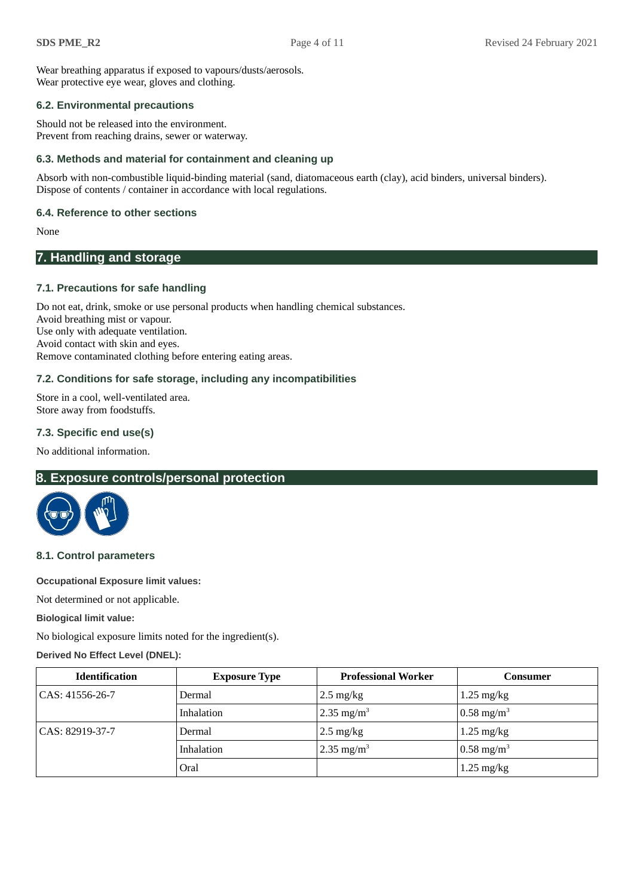Wear breathing apparatus if exposed to vapours/dusts/aerosols.
Wear protective eye wear, gloves and clothing.

### 6.2. Environmental precautions

Should not be released into the environment.
Prevent from reaching drains, sewer or waterway.

### 6.3. Methods and material for containment and cleaning up

Absorb with non-combustible liquid-binding material (sand, diatomaceous earth (clay), acid binders, universal binders).
Dispose of contents / container in accordance with local regulations.

### 6.4. Reference to other sections

None

## 7. Handling and storage

### 7.1. Precautions for safe handling

Do not eat, drink, smoke or use personal products when handling chemical substances.
Avoid breathing mist or vapour.
Use only with adequate ventilation.
Avoid contact with skin and eyes.
Remove contaminated clothing before entering eating areas.

### 7.2. Conditions for safe storage, including any incompatibilities

Store in a cool, well-ventilated area.
Store away from foodstuffs.

### 7.3. Specific end use(s)

No additional information.

## 8. Exposure controls/personal protection

### 8.1. Control parameters

**Occupational Exposure limit values:**

Not determined or not applicable.

**Biological limit value:**

No biological exposure limits noted for the ingredient(s).

**Derived No Effect Level (DNEL):**

| Identification | Exposure Type | Professional Worker | Consumer |
|---|---|---|---|
| CAS: 41556-26-7 | Dermal | 2.5 mg/kg | 1.25 mg/kg |
| | Inhalation | 2.35 $mg/m^3$ | 0.58 $mg/m^3$ |
| CAS: 82919-37-7 | Dermal | 2.5 mg/kg | 1.25 mg/kg |
| | Inhalation | 2.35 $mg/m^3$ | 0.58 $mg/m^3$ |
| | Oral | | 1.25 mg/kg |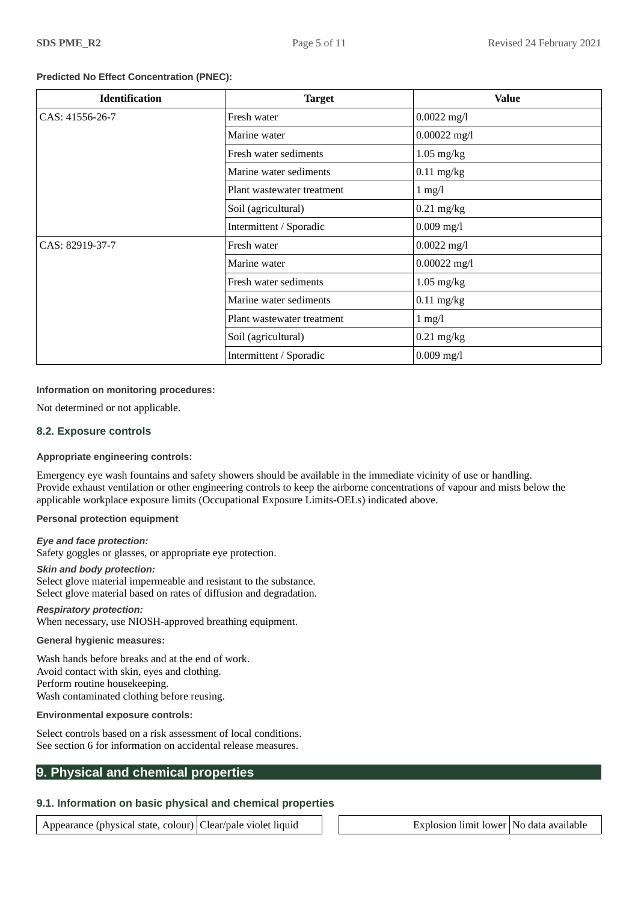**Predicted No Effect Concentration (PNEC):**

| Identification | Target | Value |
|---|---|---|
| CAS: 41556-26-7 | Fresh water | 0.0022 mg/l |
| | Marine water | 0.00022 mg/l |
| | Fresh water sediments | 1.05 mg/kg |
| | Marine water sediments | 0.11 mg/kg |
| | Plant wastewater treatment | 1 mg/l |
| | Soil (agricultural) | 0.21 mg/kg |
| | Intermittent / Sporadic | 0.009 mg/l |
| CAS: 82919-37-7 | Fresh water | 0.0022 mg/l |
| | Marine water | 0.00022 mg/l |
| | Fresh water sediments | 1.05 mg/kg |
| | Marine water sediments | 0.11 mg/kg |
| | Plant wastewater treatment | 1 mg/l |
| | Soil (agricultural) | 0.21 mg/kg |
| | Intermittent / Sporadic | 0.009 mg/l |

**Information on monitoring procedures:**

Not determined or not applicable.

### 8.2. Exposure controls

**Appropriate engineering controls:**

Emergency eye wash fountains and safety showers should be available in the immediate vicinity of use or handling.
Provide exhaust ventilation or other engineering controls to keep the airborne concentrations of vapour and mists below the applicable workplace exposure limits (Occupational Exposure Limits-OELs) indicated above.

**Personal protection equipment**

***Eye and face protection:***
Safety goggles or glasses, or appropriate eye protection.

***Skin and body protection:***
Select glove material impermeable and resistant to the substance.
Select glove material based on rates of diffusion and degradation.

***Respiratory protection:***
When necessary, use NIOSH-approved breathing equipment.

**General hygienic measures:**

Wash hands before breaks and at the end of work.
Avoid contact with skin, eyes and clothing.
Perform routine housekeeping.
Wash contaminated clothing before reusing.

**Environmental exposure controls:**

Select controls based on a risk assessment of local conditions.
See section 6 for information on accidental release measures.

## 9. Physical and chemical properties

### 9.1. Information on basic physical and chemical properties

| Appearance (physical state, colour) | Clear/pale violet liquid |
|---|---|

| Explosion limit lower | No data available |
|---|---|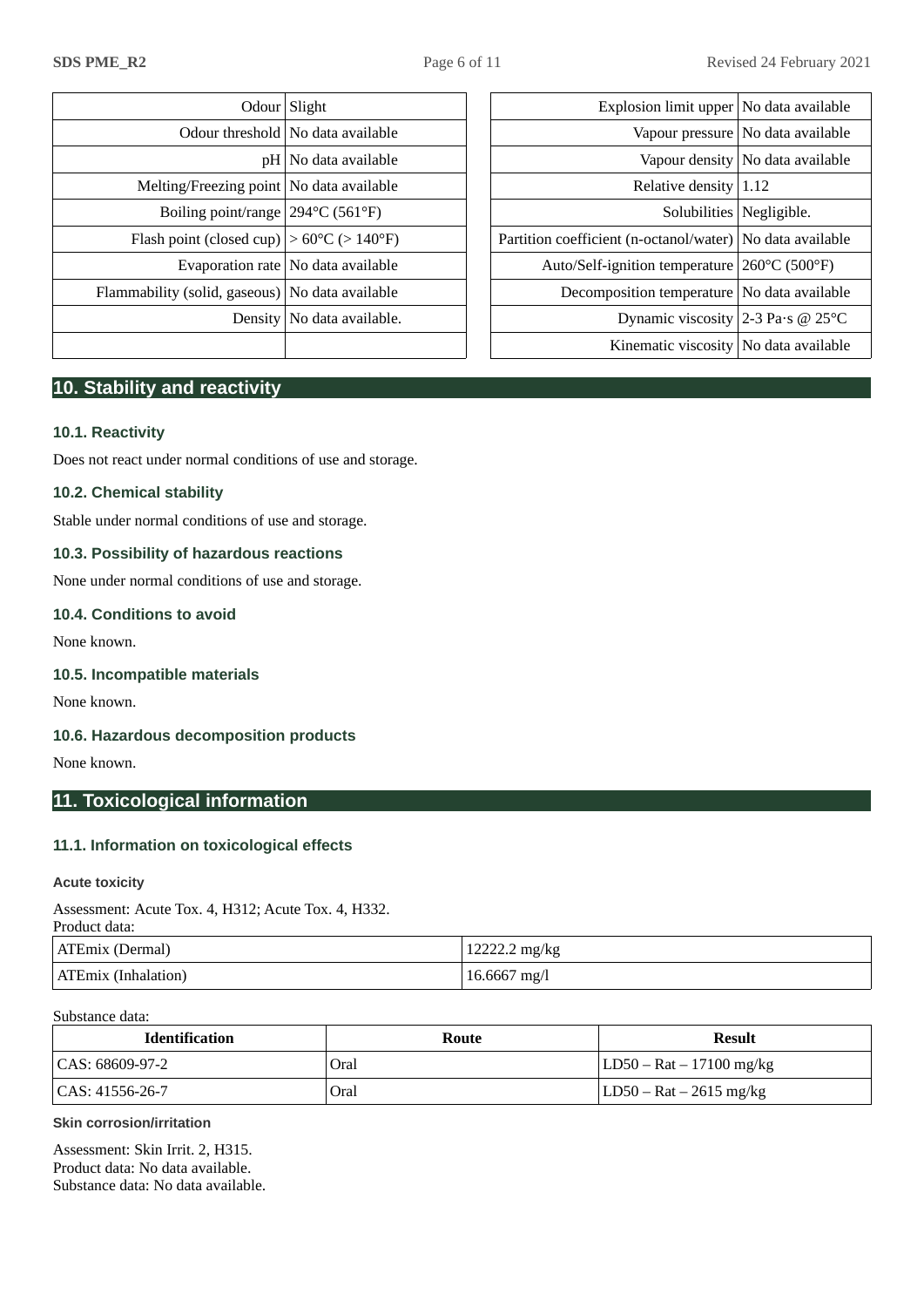| | |
|---|---|
| Odour | Slight |
| Odour threshold | No data available |
| pH | No data available |
| Melting/Freezing point | No data available |
| Boiling point/range | 294°C (561°F) |
| Flash point (closed cup) | > 60°C (> 140°F) |
| Evaporation rate | No data available |
| Flammability (solid, gaseous) | No data available |
| Density | No data available. |
| | |

| | |
|---|---|
| Explosion limit upper | No data available |
| Vapour pressure | No data available |
| Vapour density | No data available |
| Relative density | 1.12 |
| Solubilities | Negligible. |
| Partition coefficient (n-octanol/water) | No data available |
| Auto/Self-ignition temperature | 260°C (500°F) |
| Decomposition temperature | No data available |
| Dynamic viscosity | 2-3 Pa·s @ 25°C |
| Kinematic viscosity | No data available |

## 10. Stability and reactivity

### 10.1. Reactivity

Does not react under normal conditions of use and storage.

### 10.2. Chemical stability

Stable under normal conditions of use and storage.

### 10.3. Possibility of hazardous reactions

None under normal conditions of use and storage.

### 10.4. Conditions to avoid

None known.

### 10.5. Incompatible materials

None known.

### 10.6. Hazardous decomposition products

None known.

## 11. Toxicological information

### 11.1. Information on toxicological effects

#### Acute toxicity

Assessment: Acute Tox. 4, H312; Acute Tox. 4, H332.
Product data:

| | |
|---|---|
| ATEmix (Dermal) | 12222.2 mg/kg |
| ATEmix (Inhalation) | 16.6667 mg/l |

Substance data:

| Identification | Route | Result |
|---|---|---|
| CAS: 68609-97-2 | Oral | LD50 – Rat – 17100 mg/kg |
| CAS: 41556-26-7 | Oral | LD50 – Rat – 2615 mg/kg |

#### Skin corrosion/irritation

Assessment: Skin Irrit. 2, H315.
Product data: No data available.
Substance data: No data available.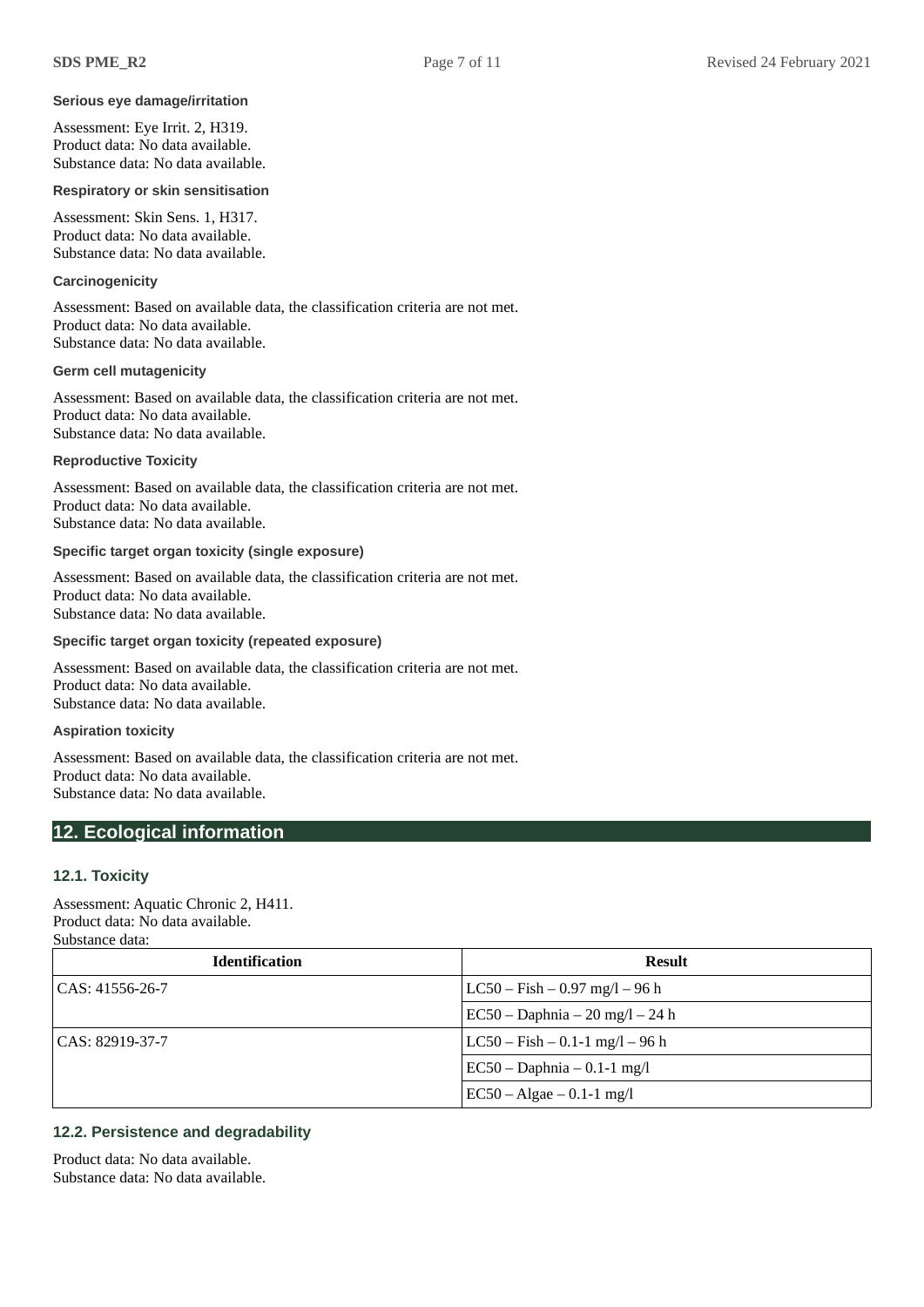#### Serious eye damage/irritation

Assessment: Eye Irrit. 2, H319.
Product data: No data available.
Substance data: No data available.

#### Respiratory or skin sensitisation

Assessment: Skin Sens. 1, H317.
Product data: No data available.
Substance data: No data available.

#### Carcinogenicity

Assessment: Based on available data, the classification criteria are not met.
Product data: No data available.
Substance data: No data available.

#### Germ cell mutagenicity

Assessment: Based on available data, the classification criteria are not met.
Product data: No data available.
Substance data: No data available.

#### Reproductive Toxicity

Assessment: Based on available data, the classification criteria are not met.
Product data: No data available.
Substance data: No data available.

#### Specific target organ toxicity (single exposure)

Assessment: Based on available data, the classification criteria are not met.
Product data: No data available.
Substance data: No data available.

#### Specific target organ toxicity (repeated exposure)

Assessment: Based on available data, the classification criteria are not met.
Product data: No data available.
Substance data: No data available.

#### Aspiration toxicity

Assessment: Based on available data, the classification criteria are not met.
Product data: No data available.
Substance data: No data available.

## 12. Ecological information

### 12.1. Toxicity

Assessment: Aquatic Chronic 2, H411.
Product data: No data available.
Substance data:

| Identification | Result |
|---|---|
| CAS: 41556-26-7 | LC50 – Fish – 0.97 mg/l – 96 h |
| | EC50 – Daphnia – 20 mg/l – 24 h |
| CAS: 82919-37-7 | LC50 – Fish – 0.1-1 mg/l – 96 h |
| | EC50 – Daphnia – 0.1-1 mg/l |
| | EC50 – Algae – 0.1-1 mg/l |

### 12.2. Persistence and degradability

Product data: No data available.
Substance data: No data available.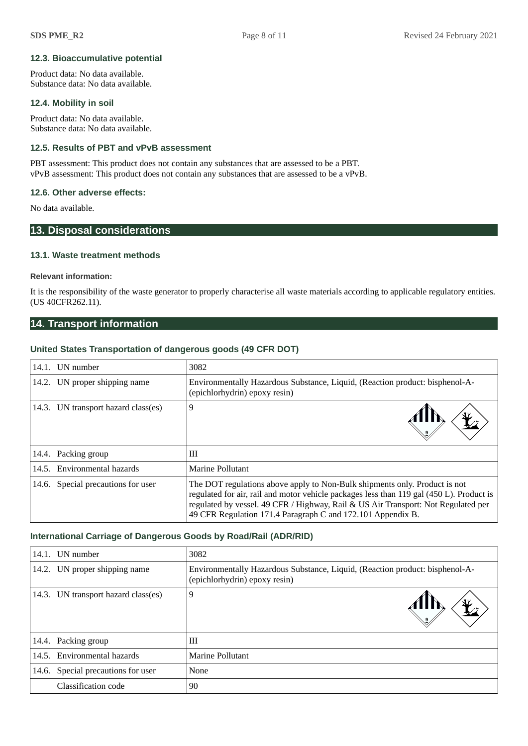### 12.3. Bioaccumulative potential

Product data: No data available.
Substance data: No data available.

### 12.4. Mobility in soil

Product data: No data available.
Substance data: No data available.

### 12.5. Results of PBT and vPvB assessment

PBT assessment: This product does not contain any substances that are assessed to be a PBT.
vPvB assessment: This product does not contain any substances that are assessed to be a vPvB.

### 12.6. Other adverse effects:

No data available.

## 13. Disposal considerations

### 13.1. Waste treatment methods

**Relevant information:**

It is the responsibility of the waste generator to properly characterise all waste materials according to applicable regulatory entities. (US 40CFR262.11).

## 14. Transport information

### United States Transportation of dangerous goods (49 CFR DOT)

| | |
|---|---|
| 14.1. UN number | 3082 |
| 14.2. UN proper shipping name | Environmentally Hazardous Substance, Liquid, (Reaction product: bisphenol-A-(epichlorhydrin) epoxy resin) |
| 14.3. UN transport hazard class(es) | 9 |
| 14.4. Packing group | III |
| 14.5. Environmental hazards | Marine Pollutant |
| 14.6. Special precautions for user | The DOT regulations above apply to Non-Bulk shipments only. Product is not regulated for air, rail and motor vehicle packages less than 119 gal (450 L). Product is regulated by vessel. 49 CFR / Highway, Rail & US Air Transport: Not Regulated per 49 CFR Regulation 171.4 Paragraph C and 172.101 Appendix B. |

### International Carriage of Dangerous Goods by Road/Rail (ADR/RID)

| | |
|---|---|
| 14.1. UN number | 3082 |
| 14.2. UN proper shipping name | Environmentally Hazardous Substance, Liquid, (Reaction product: bisphenol-A-(epichlorhydrin) epoxy resin) |
| 14.3. UN transport hazard class(es) | 9 |
| 14.4. Packing group | III |
| 14.5. Environmental hazards | Marine Pollutant |
| 14.6. Special precautions for user | None |
| Classification code | 90 |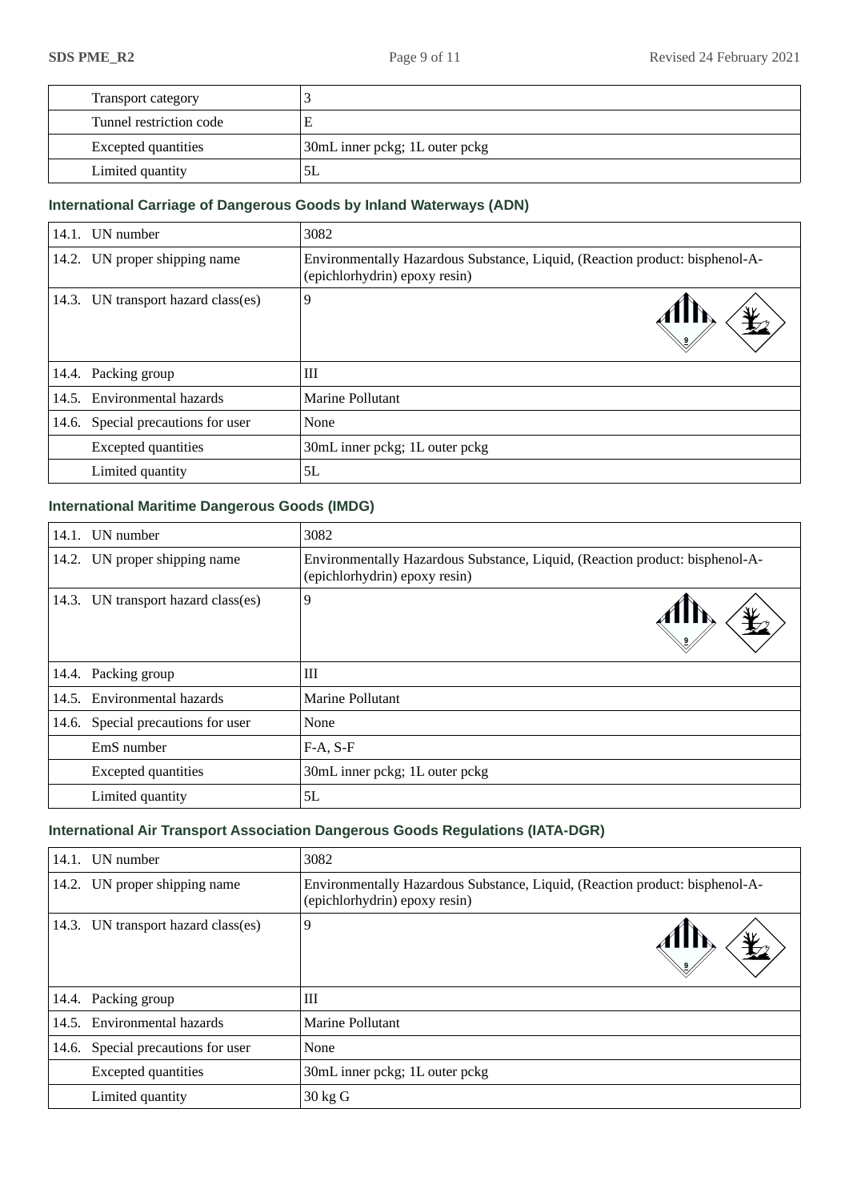| | |
|---|---|
| Transport category | 3 |
| Tunnel restriction code | E |
| Excepted quantities | 30mL inner pckg; 1L outer pckg |
| Limited quantity | 5L |

### International Carriage of Dangerous Goods by Inland Waterways (ADN)

| | |
|---|---|
| 14.1. UN number | 3082 |
| 14.2. UN proper shipping name | Environmentally Hazardous Substance, Liquid, (Reaction product: bisphenol-A-(epichlorhydrin) epoxy resin) |
| 14.3. UN transport hazard class(es) | 9 |
| 14.4. Packing group | III |
| 14.5. Environmental hazards | Marine Pollutant |
| 14.6. Special precautions for user | None |
| Excepted quantities | 30mL inner pckg; 1L outer pckg |
| Limited quantity | 5L |

### International Maritime Dangerous Goods (IMDG)

| | |
|---|---|
| 14.1. UN number | 3082 |
| 14.2. UN proper shipping name | Environmentally Hazardous Substance, Liquid, (Reaction product: bisphenol-A-(epichlorhydrin) epoxy resin) |
| 14.3. UN transport hazard class(es) | 9 |
| 14.4. Packing group | III |
| 14.5. Environmental hazards | Marine Pollutant |
| 14.6. Special precautions for user | None |
| EmS number | F-A, S-F |
| Excepted quantities | 30mL inner pckg; 1L outer pckg |
| Limited quantity | 5L |

### International Air Transport Association Dangerous Goods Regulations (IATA-DGR)

| | |
|---|---|
| 14.1. UN number | 3082 |
| 14.2. UN proper shipping name | Environmentally Hazardous Substance, Liquid, (Reaction product: bisphenol-A-(epichlorhydrin) epoxy resin) |
| 14.3. UN transport hazard class(es) | 9 |
| 14.4. Packing group | III |
| 14.5. Environmental hazards | Marine Pollutant |
| 14.6. Special precautions for user | None |
| Excepted quantities | 30mL inner pckg; 1L outer pckg |
| Limited quantity | 30 kg G |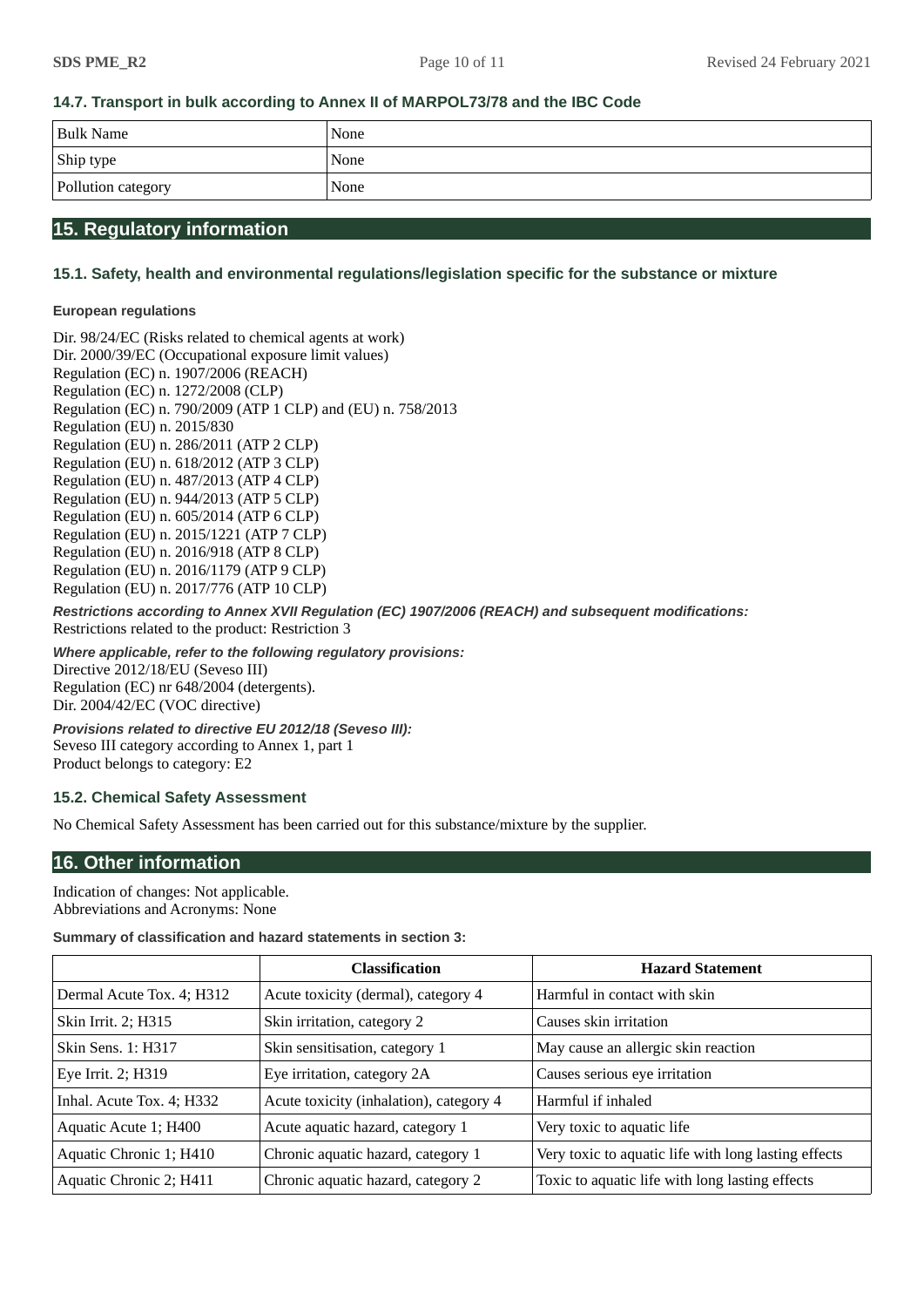### 14.7. Transport in bulk according to Annex II of MARPOL73/78 and the IBC Code

| Bulk Name | None |
|---|---|
| Ship type | None |
| Pollution category | None |

## 15. Regulatory information

### 15.1. Safety, health and environmental regulations/legislation specific for the substance or mixture

**European regulations**

Dir. 98/24/EC (Risks related to chemical agents at work)
Dir. 2000/39/EC (Occupational exposure limit values)
Regulation (EC) n. 1907/2006 (REACH)
Regulation (EC) n. 1272/2008 (CLP)
Regulation (EC) n. 790/2009 (ATP 1 CLP) and (EU) n. 758/2013
Regulation (EU) n. 2015/830
Regulation (EU) n. 286/2011 (ATP 2 CLP)
Regulation (EU) n. 618/2012 (ATP 3 CLP)
Regulation (EU) n. 487/2013 (ATP 4 CLP)
Regulation (EU) n. 944/2013 (ATP 5 CLP)
Regulation (EU) n. 605/2014 (ATP 6 CLP)
Regulation (EU) n. 2015/1221 (ATP 7 CLP)
Regulation (EU) n. 2016/918 (ATP 8 CLP)
Regulation (EU) n. 2016/1179 (ATP 9 CLP)
Regulation (EU) n. 2017/776 (ATP 10 CLP)

***Restrictions according to Annex XVII Regulation (EC) 1907/2006 (REACH) and subsequent modifications:***
Restrictions related to the product: Restriction 3

***Where applicable, refer to the following regulatory provisions:***
Directive 2012/18/EU (Seveso III)
Regulation (EC) nr 648/2004 (detergents).
Dir. 2004/42/EC (VOC directive)

***Provisions related to directive EU 2012/18 (Seveso III):***
Seveso III category according to Annex 1, part 1
Product belongs to category: E2

### 15.2. Chemical Safety Assessment

No Chemical Safety Assessment has been carried out for this substance/mixture by the supplier.

## 16. Other information

Indication of changes: Not applicable.
Abbreviations and Acronyms: None

**Summary of classification and hazard statements in section 3:**

| | Classification | Hazard Statement |
|---|---|---|
| Dermal Acute Tox. 4; H312 | Acute toxicity (dermal), category 4 | Harmful in contact with skin |
| Skin Irrit. 2; H315 | Skin irritation, category 2 | Causes skin irritation |
| Skin Sens. 1: H317 | Skin sensitisation, category 1 | May cause an allergic skin reaction |
| Eye Irrit. 2; H319 | Eye irritation, category 2A | Causes serious eye irritation |
| Inhal. Acute Tox. 4; H332 | Acute toxicity (inhalation), category 4 | Harmful if inhaled |
| Aquatic Acute 1; H400 | Acute aquatic hazard, category 1 | Very toxic to aquatic life |
| Aquatic Chronic 1; H410 | Chronic aquatic hazard, category 1 | Very toxic to aquatic life with long lasting effects |
| Aquatic Chronic 2; H411 | Chronic aquatic hazard, category 2 | Toxic to aquatic life with long lasting effects |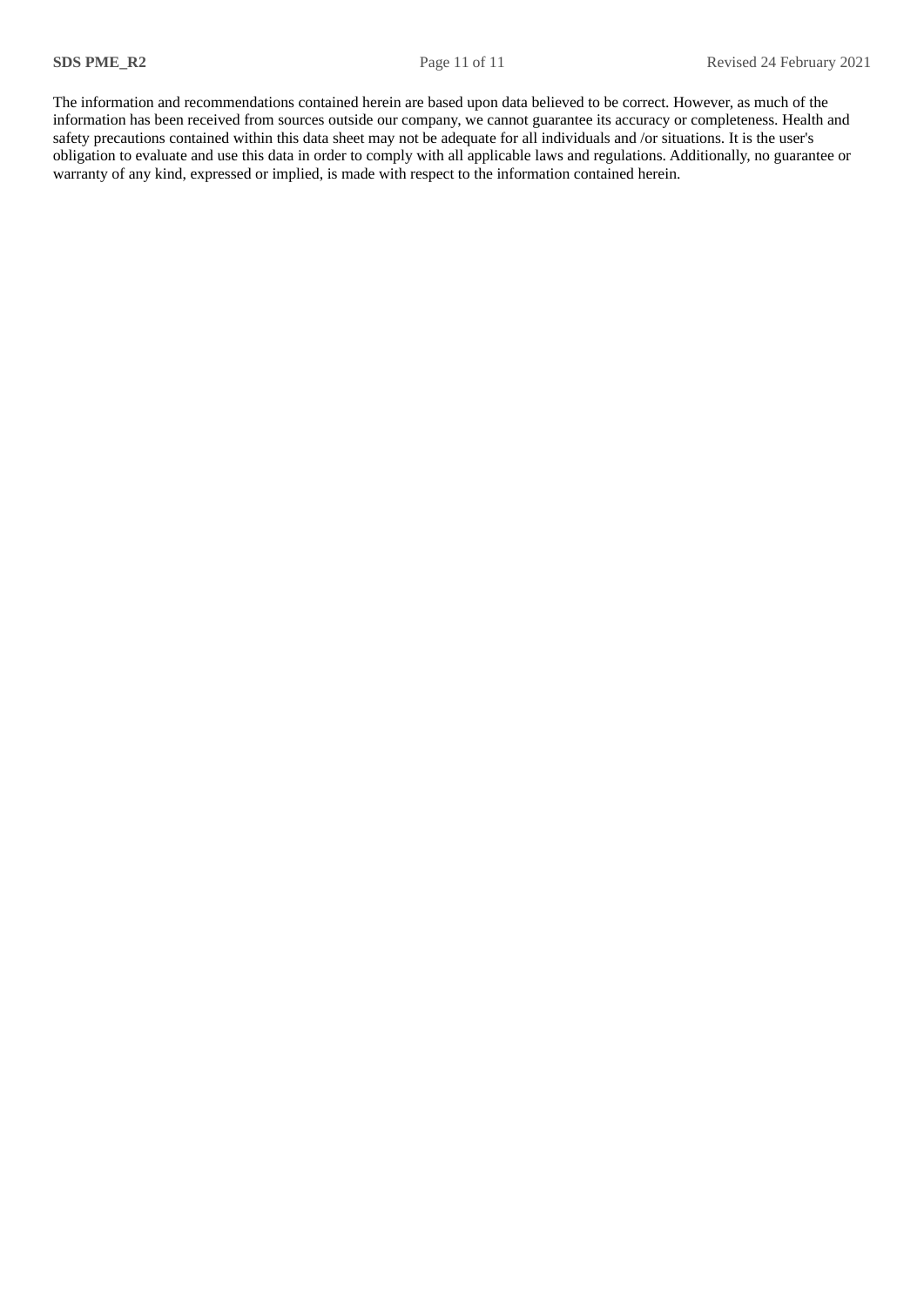The information and recommendations contained herein are based upon data believed to be correct. However, as much of the information has been received from sources outside our company, we cannot guarantee its accuracy or completeness. Health and safety precautions contained within this data sheet may not be adequate for all individuals and /or situations. It is the user's obligation to evaluate and use this data in order to comply with all applicable laws and regulations. Additionally, no guarantee or warranty of any kind, expressed or implied, is made with respect to the information contained herein.